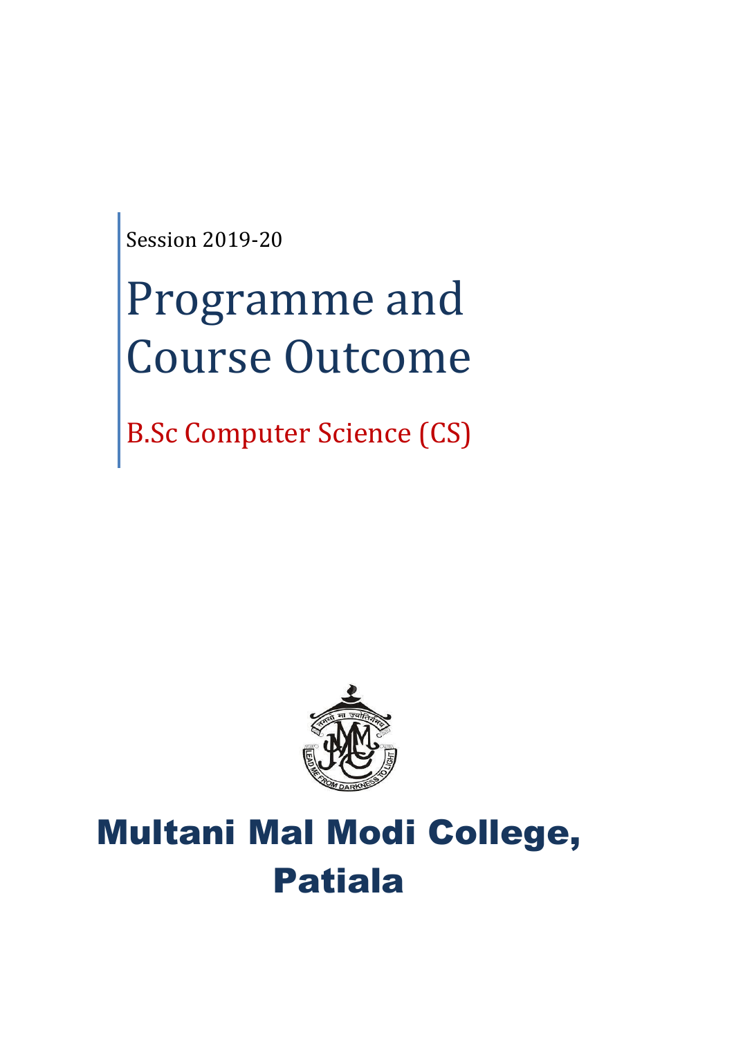Session 2019-20

# Programme and Course Outcome

## B.Sc Computer Science (CS)

# Multani Mal Modi College, Patiala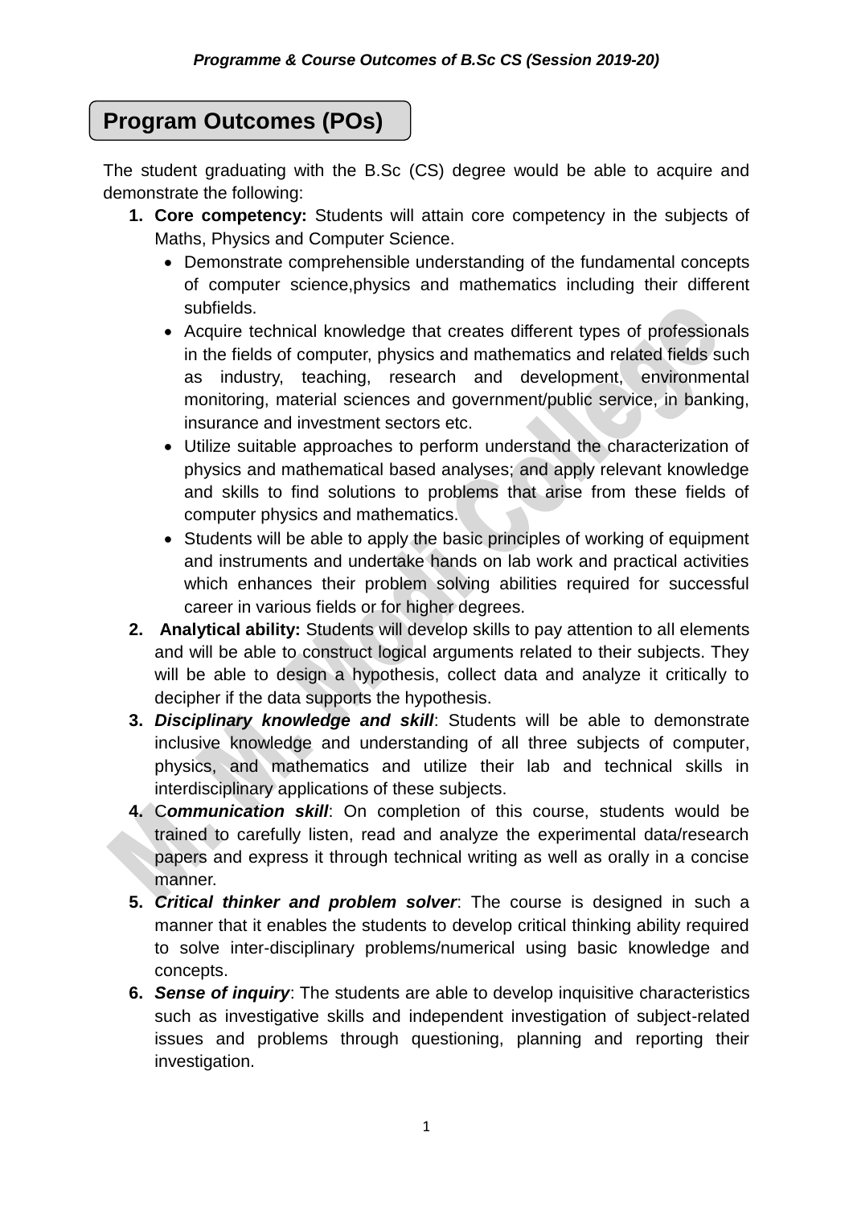*Programme & Course Outcomes of B.Sc CS (Session 2019-20)*

## Program Outcomes (POs)

The student graduating with the B.Sc (CS) degree would be able to acquire and demonstrate the following:

1. **Core competency:** Students will attain core competency in the subjects of Maths, Physics and Computer Science.
   - Demonstrate comprehensible understanding of the fundamental concepts of computer science,physics and mathematics including their different subfields.
   - Acquire technical knowledge that creates different types of professionals in the fields of computer, physics and mathematics and related fields such as industry, teaching, research and development, environmental monitoring, material sciences and government/public service, in banking, insurance and investment sectors etc.
   - Utilize suitable approaches to perform understand the characterization of physics and mathematical based analyses; and apply relevant knowledge and skills to find solutions to problems that arise from these fields of computer physics and mathematics.
   - Students will be able to apply the basic principles of working of equipment and instruments and undertake hands on lab work and practical activities which enhances their problem solving abilities required for successful career in various fields or for higher degrees.
2. **Analytical ability:** Students will develop skills to pay attention to all elements and will be able to construct logical arguments related to their subjects. They will be able to design a hypothesis, collect data and analyze it critically to decipher if the data supports the hypothesis.
3. ***Disciplinary knowledge and skill***: Students will be able to demonstrate inclusive knowledge and understanding of all three subjects of computer, physics, and mathematics and utilize their lab and technical skills in interdisciplinary applications of these subjects.
4. **C*ommunication skill***: On completion of this course, students would be trained to carefully listen, read and analyze the experimental data/research papers and express it through technical writing as well as orally in a concise manner.
5. ***Critical thinker and problem solver***: The course is designed in such a manner that it enables the students to develop critical thinking ability required to solve inter-disciplinary problems/numerical using basic knowledge and concepts.
6. ***Sense of inquiry***: The students are able to develop inquisitive characteristics such as investigative skills and independent investigation of subject-related issues and problems through questioning, planning and reporting their investigation.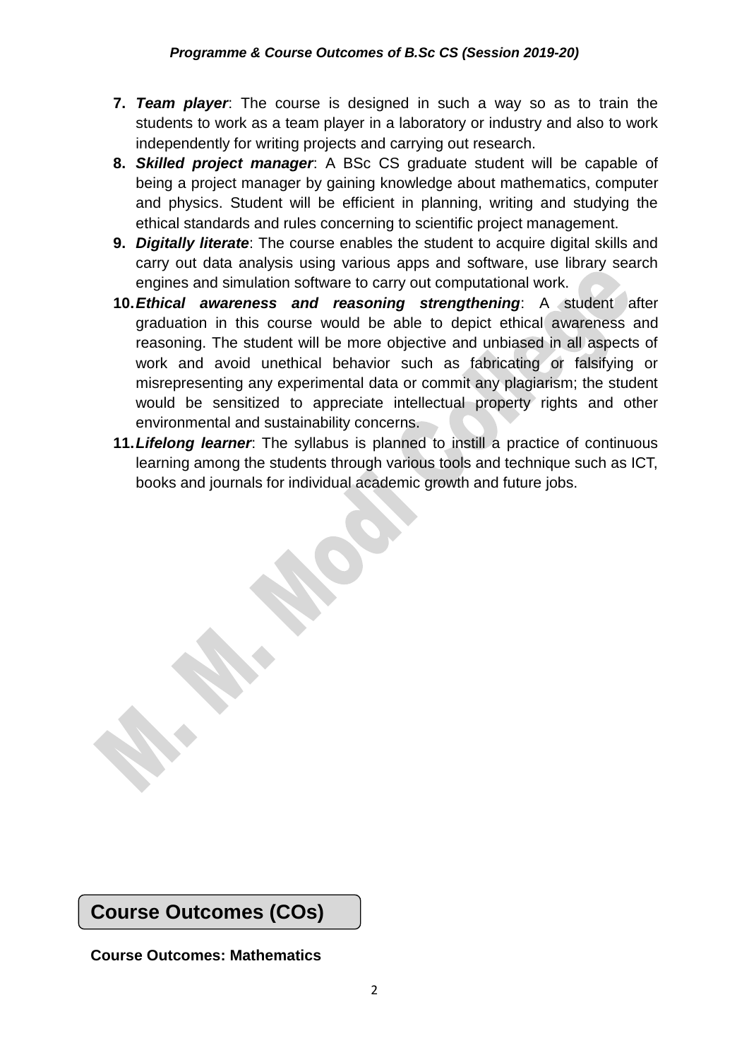7. ***Team player***: The course is designed in such a way so as to train the students to work as a team player in a laboratory or industry and also to work independently for writing projects and carrying out research.
8. ***Skilled project manager***: A BSc CS graduate student will be capable of being a project manager by gaining knowledge about mathematics, computer and physics. Student will be efficient in planning, writing and studying the ethical standards and rules concerning to scientific project management.
9. ***Digitally literate***: The course enables the student to acquire digital skills and carry out data analysis using various apps and software, use library search engines and simulation software to carry out computational work.
10. ***Ethical awareness and reasoning strengthening***: A student after graduation in this course would be able to depict ethical awareness and reasoning. The student will be more objective and unbiased in all aspects of work and avoid unethical behavior such as fabricating or falsifying or misrepresenting any experimental data or commit any plagiarism; the student would be sensitized to appreciate intellectual property rights and other environmental and sustainability concerns.
11. ***Lifelong learner***: The syllabus is planned to instill a practice of continuous learning among the students through various tools and technique such as ICT, books and journals for individual academic growth and future jobs.

## Course Outcomes (COs)

**Course Outcomes: Mathematics**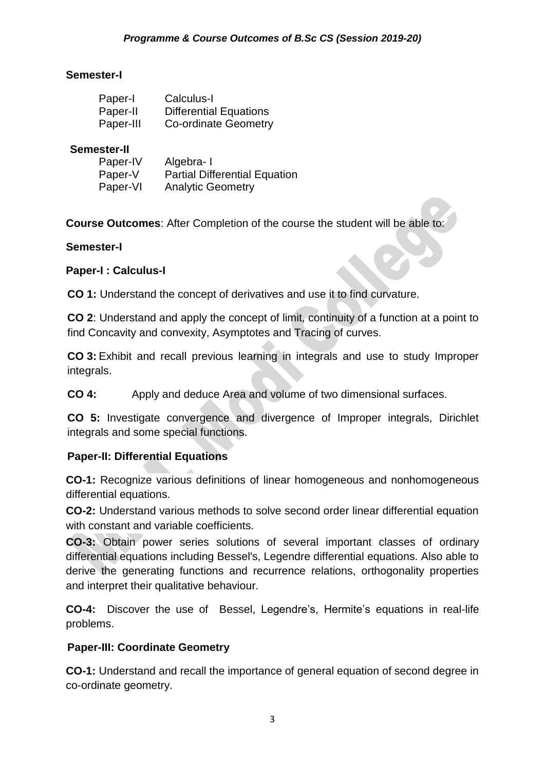**Semester-I**

| | |
|---|---|
| Paper-I | Calculus-I |
| Paper-II | Differential Equations |
| Paper-III | Co-ordinate Geometry |

**Semester-II**

| | |
|---|---|
| Paper-IV | Algebra- I |
| Paper-V | Partial Differential Equation |
| Paper-VI | Analytic Geometry |

**Course Outcomes**: After Completion of the course the student will be able to:

**Semester-I**

**Paper-I : Calculus-I**

**CO 1:** Understand the concept of derivatives and use it to find curvature.

**CO 2**: Understand and apply the concept of limit, continuity of a function at a point to find Concavity and convexity, Asymptotes and Tracing of curves.

**CO 3:** Exhibit and recall previous learning in integrals and use to study Improper integrals.

**CO 4:** Apply and deduce Area and volume of two dimensional surfaces.

**CO 5:** Investigate convergence and divergence of Improper integrals, Dirichlet integrals and some special functions.

**Paper-II: Differential Equations**

**CO-1:** Recognize various definitions of linear homogeneous and nonhomogeneous differential equations.

**CO-2:** Understand various methods to solve second order linear differential equation with constant and variable coefficients.

**CO-3:** Obtain power series solutions of several important classes of ordinary differential equations including Bessel's, Legendre differential equations. Also able to derive the generating functions and recurrence relations, orthogonality properties and interpret their qualitative behaviour.

**CO-4:** Discover the use of Bessel, Legendre's, Hermite's equations in real-life problems.

**Paper-III: Coordinate Geometry**

**CO-1:** Understand and recall the importance of general equation of second degree in co-ordinate geometry.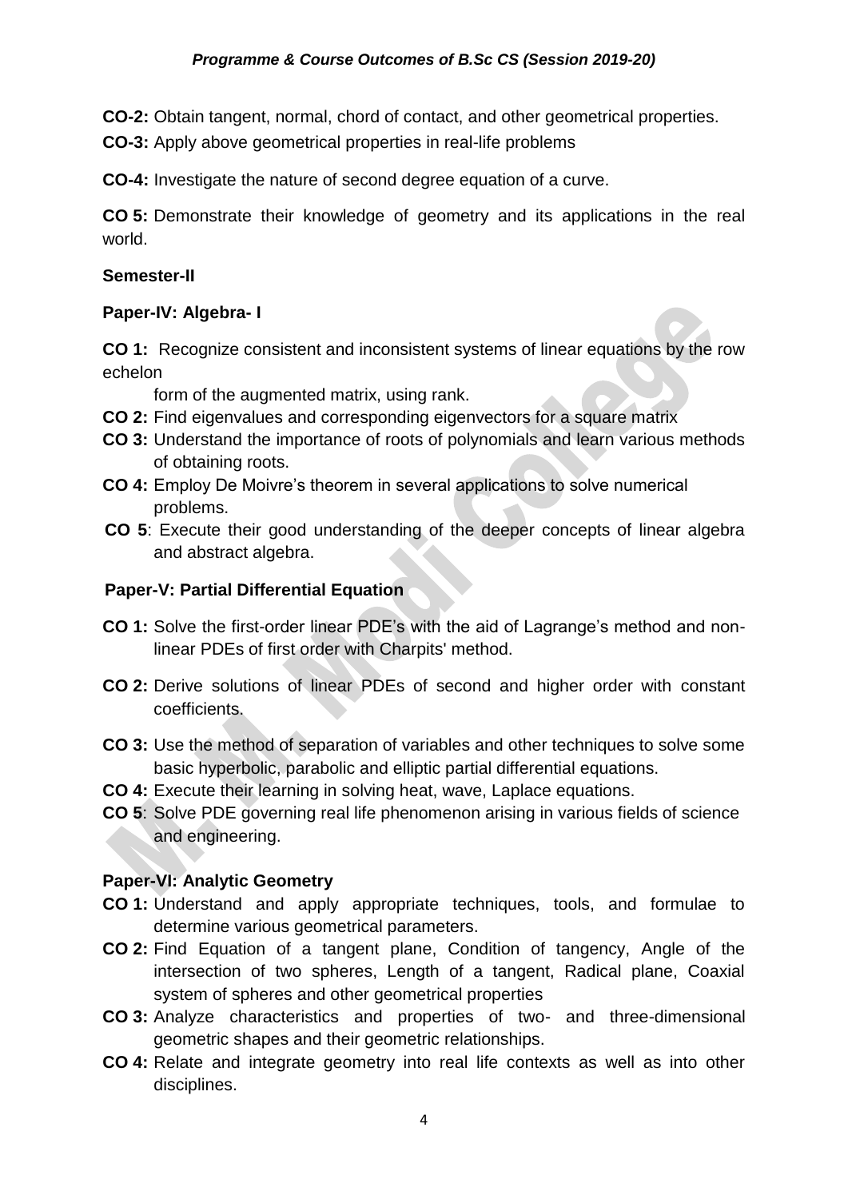**CO-2:** Obtain tangent, normal, chord of contact, and other geometrical properties.

**CO-3:** Apply above geometrical properties in real-life problems

**CO-4:** Investigate the nature of second degree equation of a curve.

**CO 5:** Demonstrate their knowledge of geometry and its applications in the real world.

**Semester-II**

**Paper-IV: Algebra- I**

**CO 1:** Recognize consistent and inconsistent systems of linear equations by the row echelon form of the augmented matrix, using rank.

**CO 2:** Find eigenvalues and corresponding eigenvectors for a square matrix

**CO 3:** Understand the importance of roots of polynomials and learn various methods of obtaining roots.

**CO 4:** Employ De Moivre's theorem in several applications to solve numerical problems.

**CO 5**: Execute their good understanding of the deeper concepts of linear algebra and abstract algebra.

**Paper-V: Partial Differential Equation**

**CO 1:** Solve the first-order linear PDE's with the aid of Lagrange's method and non-linear PDEs of first order with Charpits' method.

**CO 2:** Derive solutions of linear PDEs of second and higher order with constant coefficients.

**CO 3:** Use the method of separation of variables and other techniques to solve some basic hyperbolic, parabolic and elliptic partial differential equations.

**CO 4:** Execute their learning in solving heat, wave, Laplace equations.

**CO 5**: Solve PDE governing real life phenomenon arising in various fields of science and engineering.

**Paper-VI: Analytic Geometry**

**CO 1:** Understand and apply appropriate techniques, tools, and formulae to determine various geometrical parameters.

**CO 2:** Find Equation of a tangent plane, Condition of tangency, Angle of the intersection of two spheres, Length of a tangent, Radical plane, Coaxial system of spheres and other geometrical properties

**CO 3:** Analyze characteristics and properties of two- and three-dimensional geometric shapes and their geometric relationships.

**CO 4:** Relate and integrate geometry into real life contexts as well as into other disciplines.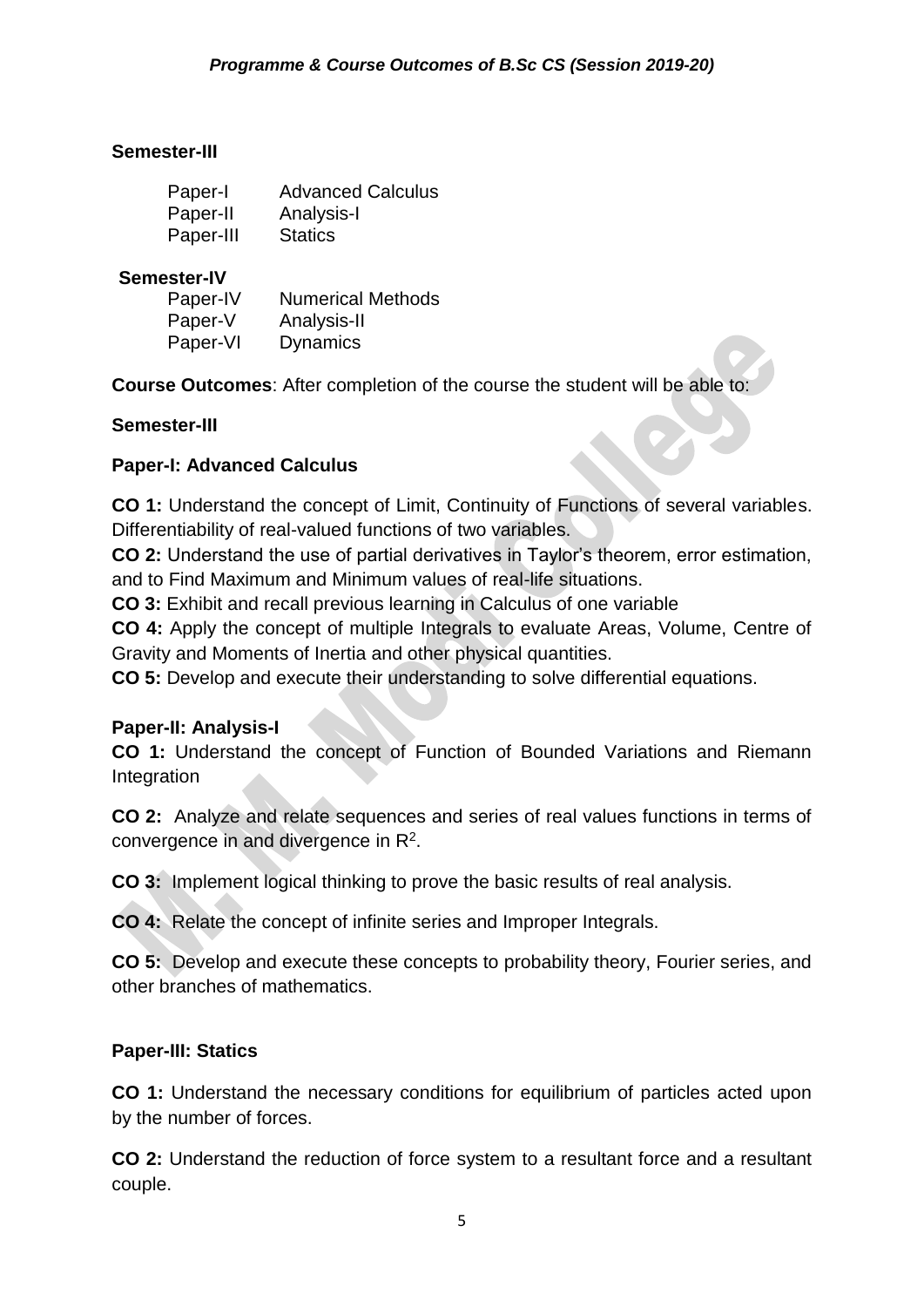**Semester-III**

| | |
|---|---|
| Paper-I | Advanced Calculus |
| Paper-II | Analysis-I |
| Paper-III | Statics |

**Semester-IV**

| | |
|---|---|
| Paper-IV | Numerical Methods |
| Paper-V | Analysis-II |
| Paper-VI | Dynamics |

**Course Outcomes**: After completion of the course the student will be able to:

**Semester-III**

**Paper-I: Advanced Calculus**

**CO 1:** Understand the concept of Limit, Continuity of Functions of several variables. Differentiability of real-valued functions of two variables.
**CO 2:** Understand the use of partial derivatives in Taylor's theorem, error estimation, and to Find Maximum and Minimum values of real-life situations.
**CO 3:** Exhibit and recall previous learning in Calculus of one variable
**CO 4:** Apply the concept of multiple Integrals to evaluate Areas, Volume, Centre of Gravity and Moments of Inertia and other physical quantities.
**CO 5:** Develop and execute their understanding to solve differential equations.

**Paper-II: Analysis-I**
**CO 1:** Understand the concept of Function of Bounded Variations and Riemann Integration

**CO 2:** Analyze and relate sequences and series of real values functions in terms of convergence in and divergence in $R^2$.

**CO 3:** Implement logical thinking to prove the basic results of real analysis.

**CO 4:** Relate the concept of infinite series and Improper Integrals.

**CO 5:** Develop and execute these concepts to probability theory, Fourier series, and other branches of mathematics.

**Paper-III: Statics**

**CO 1:** Understand the necessary conditions for equilibrium of particles acted upon by the number of forces.

**CO 2:** Understand the reduction of force system to a resultant force and a resultant couple.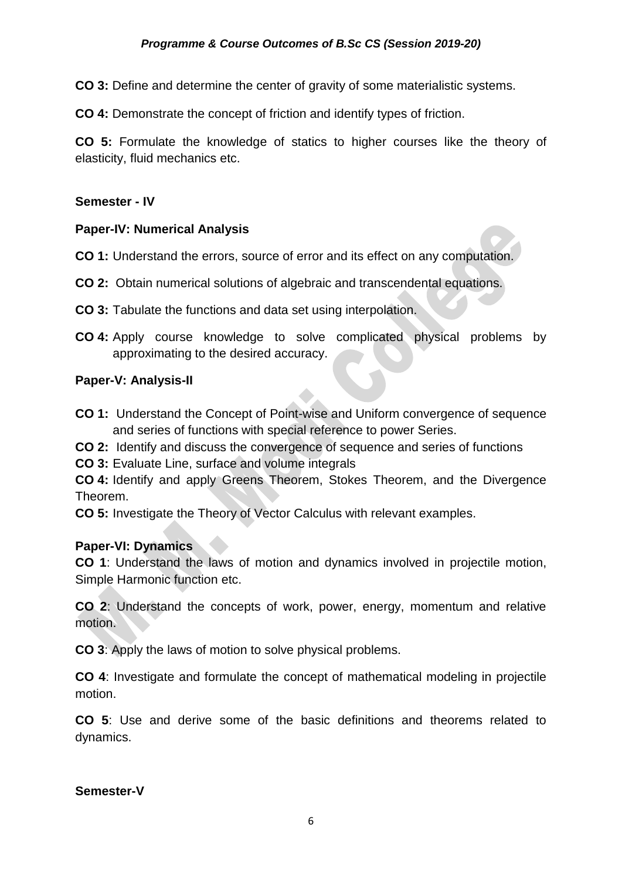**CO 3:** Define and determine the center of gravity of some materialistic systems.

**CO 4:** Demonstrate the concept of friction and identify types of friction.

**CO 5:** Formulate the knowledge of statics to higher courses like the theory of elasticity, fluid mechanics etc.

**Semester - IV**

**Paper-IV: Numerical Analysis**

**CO 1:** Understand the errors, source of error and its effect on any computation.

**CO 2:** Obtain numerical solutions of algebraic and transcendental equations.

**CO 3:** Tabulate the functions and data set using interpolation.

**CO 4:** Apply course knowledge to solve complicated physical problems by approximating to the desired accuracy.

**Paper-V: Analysis-II**

**CO 1:** Understand the Concept of Point-wise and Uniform convergence of sequence and series of functions with special reference to power Series.

**CO 2:** Identify and discuss the convergence of sequence and series of functions

**CO 3:** Evaluate Line, surface and volume integrals

**CO 4:** Identify and apply Greens Theorem, Stokes Theorem, and the Divergence Theorem.

**CO 5:** Investigate the Theory of Vector Calculus with relevant examples.

**Paper-VI: Dynamics**

**CO 1**: Understand the laws of motion and dynamics involved in projectile motion, Simple Harmonic function etc.

**CO 2**: Understand the concepts of work, power, energy, momentum and relative motion.

**CO 3**: Apply the laws of motion to solve physical problems.

**CO 4**: Investigate and formulate the concept of mathematical modeling in projectile motion.

**CO 5**: Use and derive some of the basic definitions and theorems related to dynamics.

**Semester-V**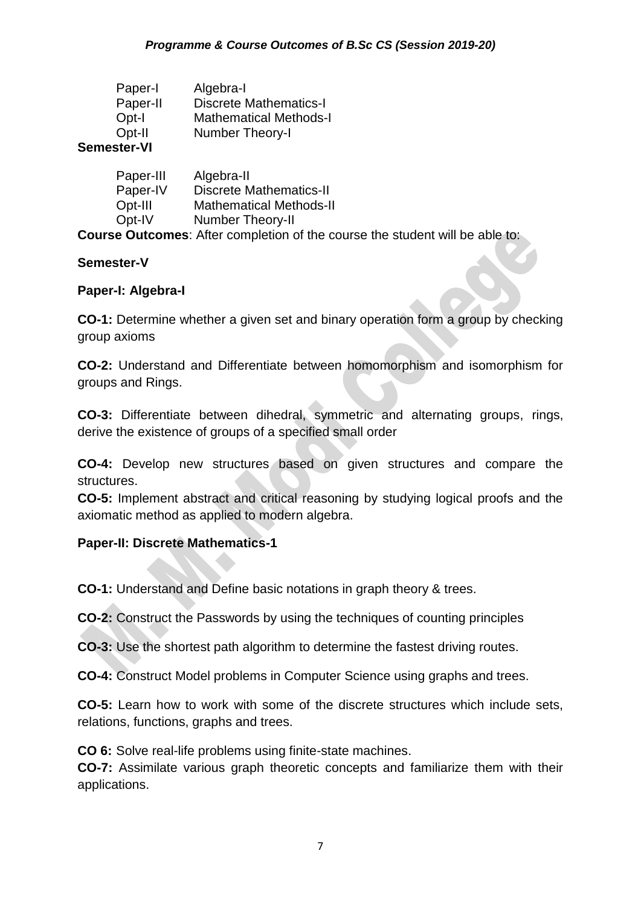Paper-I Algebra-I
Paper-II Discrete Mathematics-I
Opt-I Mathematical Methods-I
Opt-II Number Theory-I

**Semester-VI**

Paper-III Algebra-II
Paper-IV Discrete Mathematics-II
Opt-III Mathematical Methods-II
Opt-IV Number Theory-II

**Course Outcomes**: After completion of the course the student will be able to:

**Semester-V**

**Paper-I: Algebra-I**

**CO-1:** Determine whether a given set and binary operation form a group by checking group axioms

**CO-2:** Understand and Differentiate between homomorphism and isomorphism for groups and Rings.

**CO-3:** Differentiate between dihedral, symmetric and alternating groups, rings, derive the existence of groups of a specified small order

**CO-4:** Develop new structures based on given structures and compare the structures.

**CO-5:** Implement abstract and critical reasoning by studying logical proofs and the axiomatic method as applied to modern algebra.

**Paper-II: Discrete Mathematics-1**

**CO-1:** Understand and Define basic notations in graph theory & trees.

**CO-2:** Construct the Passwords by using the techniques of counting principles

**CO-3:** Use the shortest path algorithm to determine the fastest driving routes.

**CO-4:** Construct Model problems in Computer Science using graphs and trees.

**CO-5:** Learn how to work with some of the discrete structures which include sets, relations, functions, graphs and trees.

**CO 6:** Solve real-life problems using finite-state machines.

**CO-7:** Assimilate various graph theoretic concepts and familiarize them with their applications.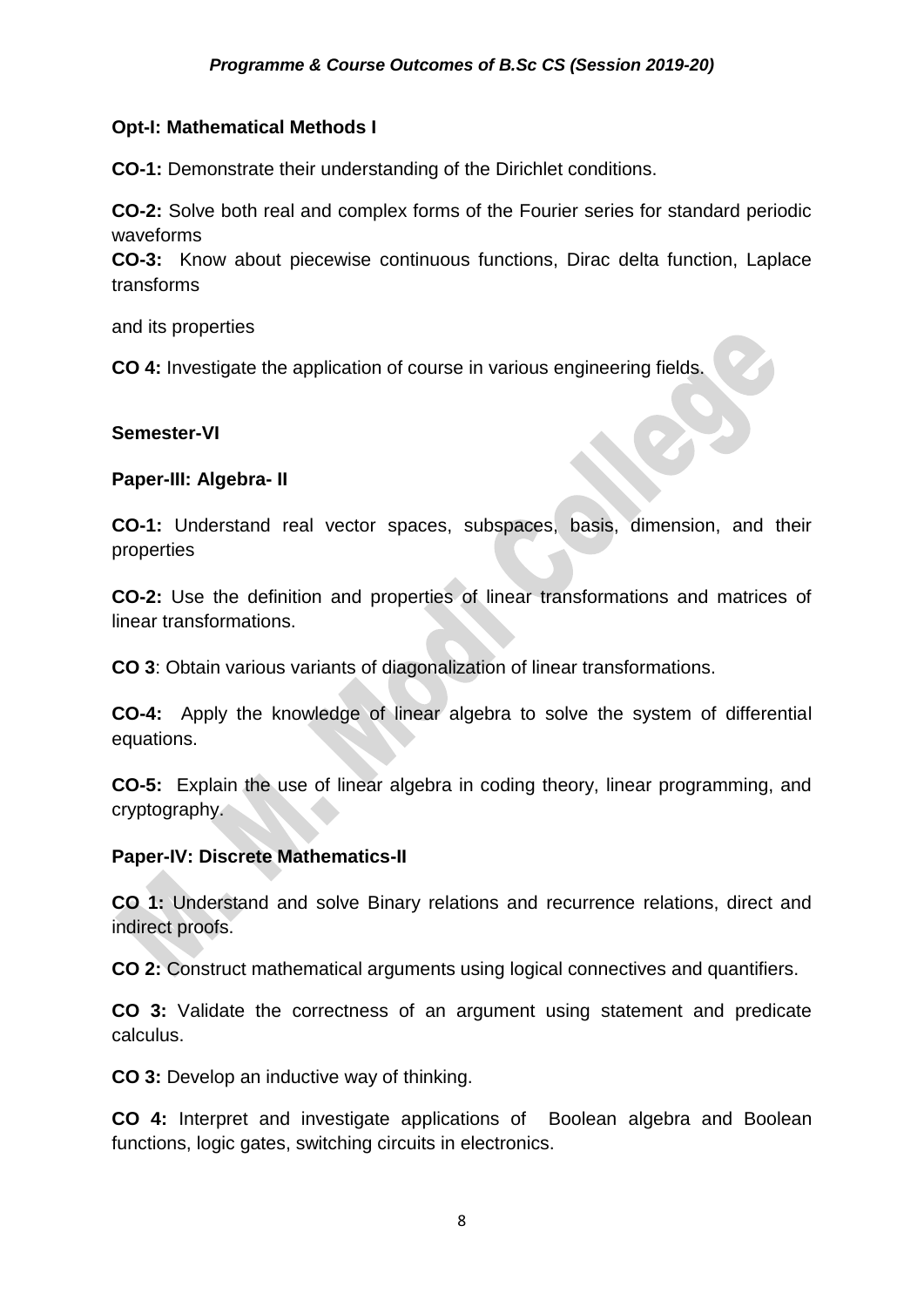**Opt-I: Mathematical Methods I**

**CO-1:** Demonstrate their understanding of the Dirichlet conditions.

**CO-2:** Solve both real and complex forms of the Fourier series for standard periodic waveforms

**CO-3:** Know about piecewise continuous functions, Dirac delta function, Laplace transforms

and its properties

**CO 4:** Investigate the application of course in various engineering fields.

**Semester-VI**

**Paper-III: Algebra- II**

**CO-1:** Understand real vector spaces, subspaces, basis, dimension, and their properties

**CO-2:** Use the definition and properties of linear transformations and matrices of linear transformations.

**CO 3**: Obtain various variants of diagonalization of linear transformations.

**CO-4:** Apply the knowledge of linear algebra to solve the system of differential equations.

**CO-5:** Explain the use of linear algebra in coding theory, linear programming, and cryptography.

**Paper-IV: Discrete Mathematics-II**

**CO 1:** Understand and solve Binary relations and recurrence relations, direct and indirect proofs.

**CO 2:** Construct mathematical arguments using logical connectives and quantifiers.

**CO 3:** Validate the correctness of an argument using statement and predicate calculus.

**CO 3:** Develop an inductive way of thinking.

**CO 4:** Interpret and investigate applications of Boolean algebra and Boolean functions, logic gates, switching circuits in electronics.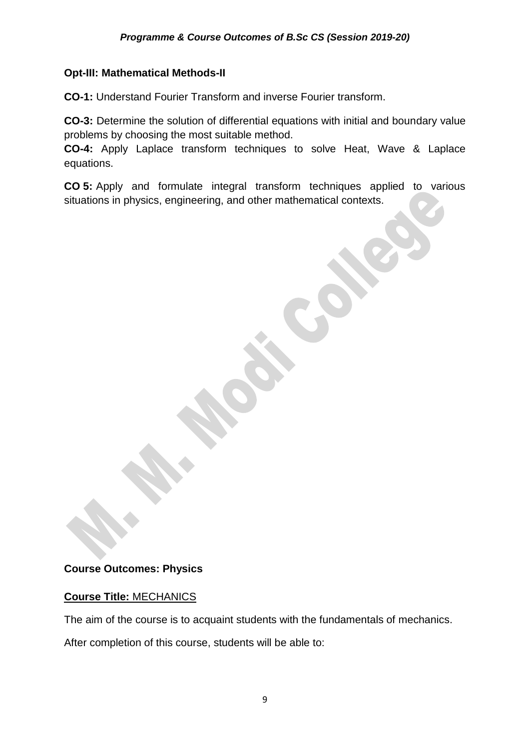**Opt-III: Mathematical Methods-II**

**CO-1:** Understand Fourier Transform and inverse Fourier transform.

**CO-3:** Determine the solution of differential equations with initial and boundary value problems by choosing the most suitable method.

**CO-4:** Apply Laplace transform techniques to solve Heat, Wave & Laplace equations.

**CO 5:** Apply and formulate integral transform techniques applied to various situations in physics, engineering, and other mathematical contexts.

**Course Outcomes: Physics**

**<u>Course Title:</u>** <u>MECHANICS</u>

The aim of the course is to acquaint students with the fundamentals of mechanics.

After completion of this course, students will be able to: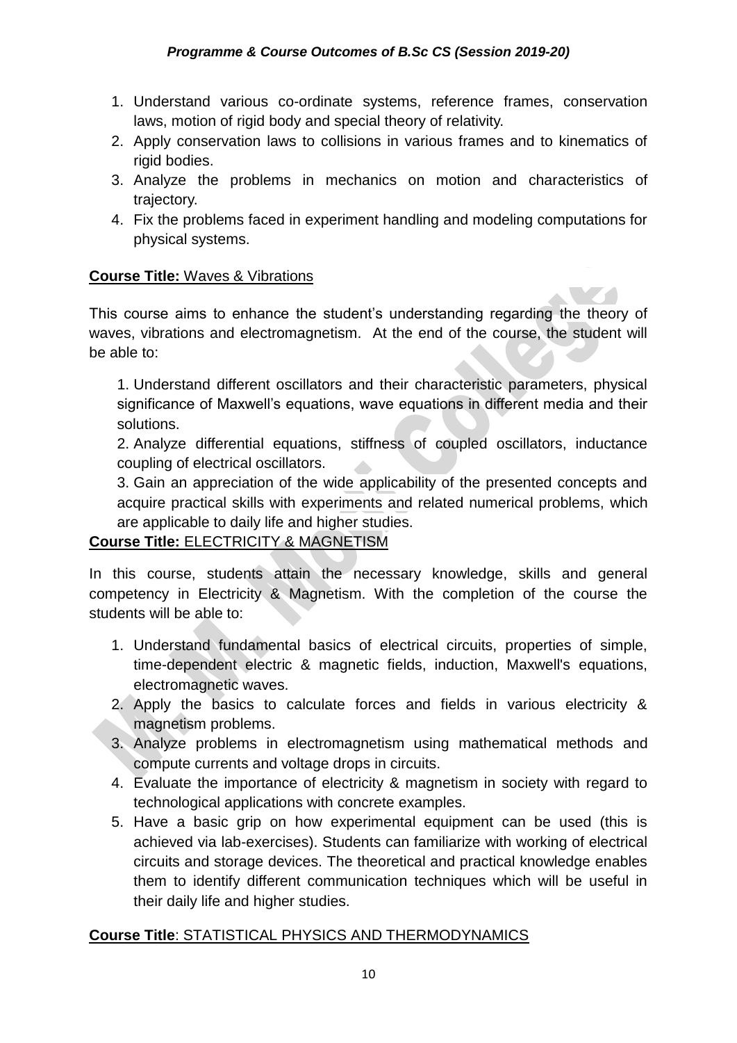1. Understand various co-ordinate systems, reference frames, conservation laws, motion of rigid body and special theory of relativity.
2. Apply conservation laws to collisions in various frames and to kinematics of rigid bodies.
3. Analyze the problems in mechanics on motion and characteristics of trajectory.
4. Fix the problems faced in experiment handling and modeling computations for physical systems.

**Course Title:** Waves & Vibrations

This course aims to enhance the student's understanding regarding the theory of waves, vibrations and electromagnetism. At the end of the course, the student will be able to:

1. Understand different oscillators and their characteristic parameters, physical significance of Maxwell's equations, wave equations in different media and their solutions.
2. Analyze differential equations, stiffness of coupled oscillators, inductance coupling of electrical oscillators.
3. Gain an appreciation of the wide applicability of the presented concepts and acquire practical skills with experiments and related numerical problems, which are applicable to daily life and higher studies.

**Course Title:** ELECTRICITY & MAGNETISM

In this course, students attain the necessary knowledge, skills and general competency in Electricity & Magnetism. With the completion of the course the students will be able to:

1. Understand fundamental basics of electrical circuits, properties of simple, time-dependent electric & magnetic fields, induction, Maxwell's equations, electromagnetic waves.
2. Apply the basics to calculate forces and fields in various electricity & magnetism problems.
3. Analyze problems in electromagnetism using mathematical methods and compute currents and voltage drops in circuits.
4. Evaluate the importance of electricity & magnetism in society with regard to technological applications with concrete examples.
5. Have a basic grip on how experimental equipment can be used (this is achieved via lab-exercises). Students can familiarize with working of electrical circuits and storage devices. The theoretical and practical knowledge enables them to identify different communication techniques which will be useful in their daily life and higher studies.

**Course Title**: STATISTICAL PHYSICS AND THERMODYNAMICS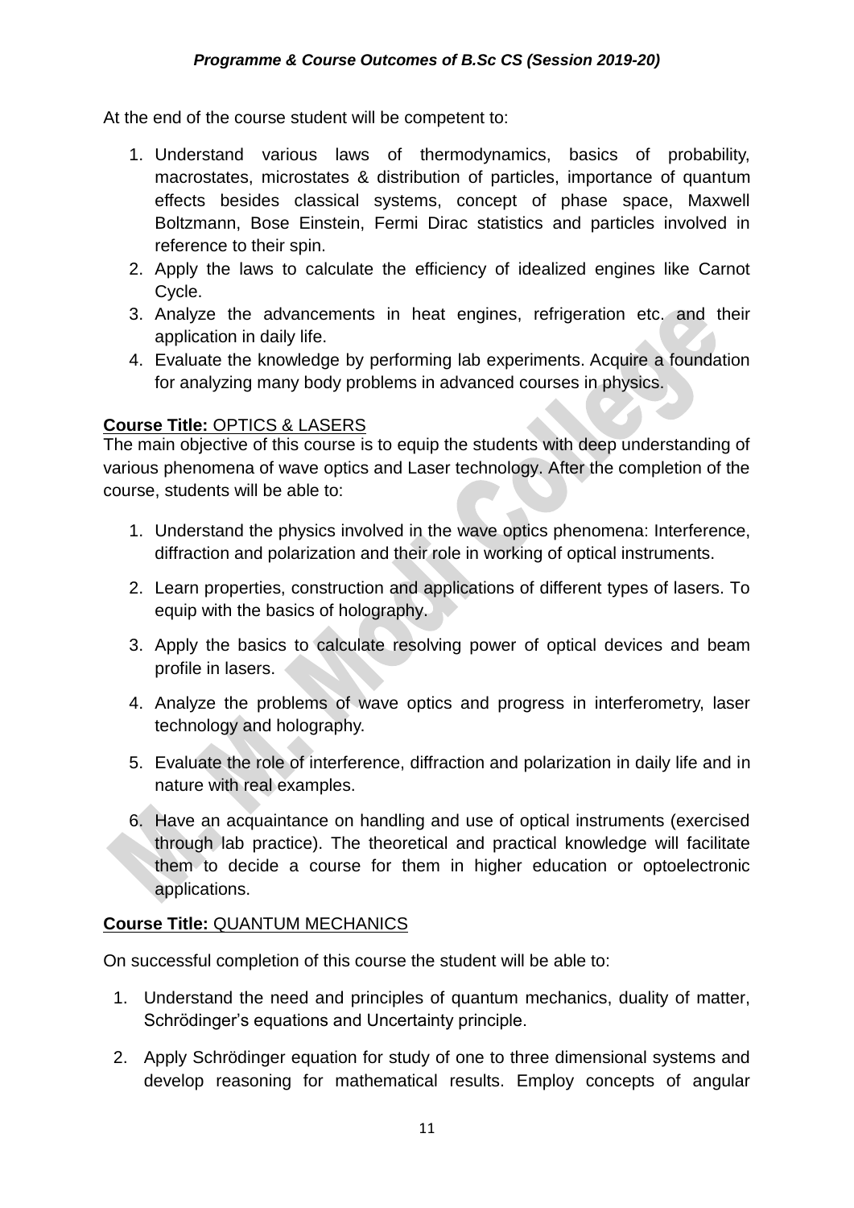At the end of the course student will be competent to:

1. Understand various laws of thermodynamics, basics of probability, macrostates, microstates & distribution of particles, importance of quantum effects besides classical systems, concept of phase space, Maxwell Boltzmann, Bose Einstein, Fermi Dirac statistics and particles involved in reference to their spin.
2. Apply the laws to calculate the efficiency of idealized engines like Carnot Cycle.
3. Analyze the advancements in heat engines, refrigeration etc. and their application in daily life.
4. Evaluate the knowledge by performing lab experiments. Acquire a foundation for analyzing many body problems in advanced courses in physics.

**Course Title:** OPTICS & LASERS

The main objective of this course is to equip the students with deep understanding of various phenomena of wave optics and Laser technology. After the completion of the course, students will be able to:

1. Understand the physics involved in the wave optics phenomena: Interference, diffraction and polarization and their role in working of optical instruments.
2. Learn properties, construction and applications of different types of lasers. To equip with the basics of holography.
3. Apply the basics to calculate resolving power of optical devices and beam profile in lasers.
4. Analyze the problems of wave optics and progress in interferometry, laser technology and holography.
5. Evaluate the role of interference, diffraction and polarization in daily life and in nature with real examples.
6. Have an acquaintance on handling and use of optical instruments (exercised through lab practice). The theoretical and practical knowledge will facilitate them to decide a course for them in higher education or optoelectronic applications.

**Course Title:** QUANTUM MECHANICS

On successful completion of this course the student will be able to:

1. Understand the need and principles of quantum mechanics, duality of matter, Schrödinger's equations and Uncertainty principle.
2. Apply Schrödinger equation for study of one to three dimensional systems and develop reasoning for mathematical results. Employ concepts of angular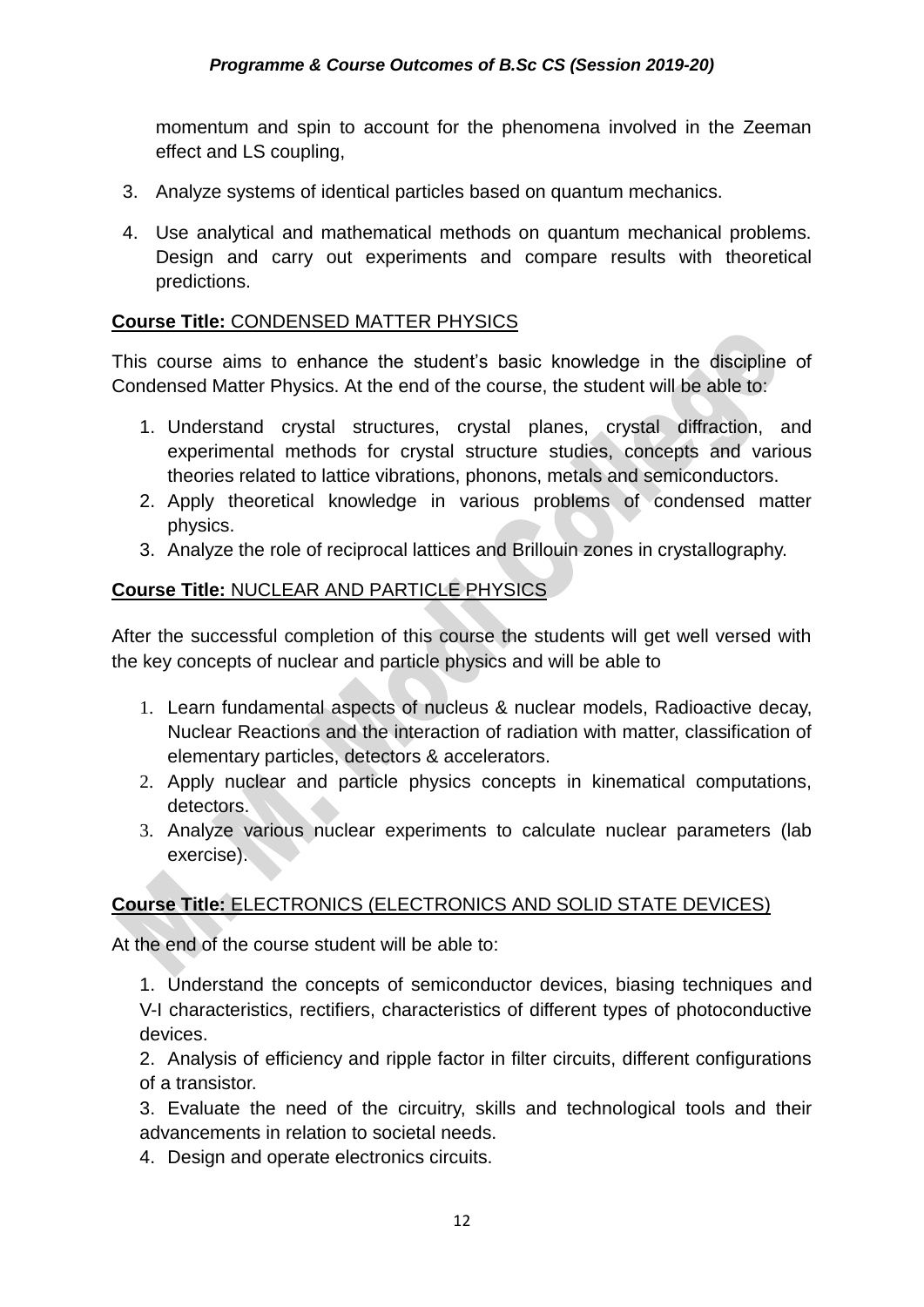momentum and spin to account for the phenomena involved in the Zeeman effect and LS coupling,

3. Analyze systems of identical particles based on quantum mechanics.
4. Use analytical and mathematical methods on quantum mechanical problems. Design and carry out experiments and compare results with theoretical predictions.

**Course Title:** CONDENSED MATTER PHYSICS

This course aims to enhance the student's basic knowledge in the discipline of Condensed Matter Physics. At the end of the course, the student will be able to:

1. Understand crystal structures, crystal planes, crystal diffraction, and experimental methods for crystal structure studies, concepts and various theories related to lattice vibrations, phonons, metals and semiconductors.
2. Apply theoretical knowledge in various problems of condensed matter physics.
3. Analyze the role of reciprocal lattices and Brillouin zones in crystallography.

**Course Title:** NUCLEAR AND PARTICLE PHYSICS

After the successful completion of this course the students will get well versed with the key concepts of nuclear and particle physics and will be able to

1. Learn fundamental aspects of nucleus & nuclear models, Radioactive decay, Nuclear Reactions and the interaction of radiation with matter, classification of elementary particles, detectors & accelerators.
2. Apply nuclear and particle physics concepts in kinematical computations, detectors.
3. Analyze various nuclear experiments to calculate nuclear parameters (lab exercise).

**Course Title:** ELECTRONICS (ELECTRONICS AND SOLID STATE DEVICES)

At the end of the course student will be able to:

1. Understand the concepts of semiconductor devices, biasing techniques and V-I characteristics, rectifiers, characteristics of different types of photoconductive devices.
2. Analysis of efficiency and ripple factor in filter circuits, different configurations of a transistor.
3. Evaluate the need of the circuitry, skills and technological tools and their advancements in relation to societal needs.
4. Design and operate electronics circuits.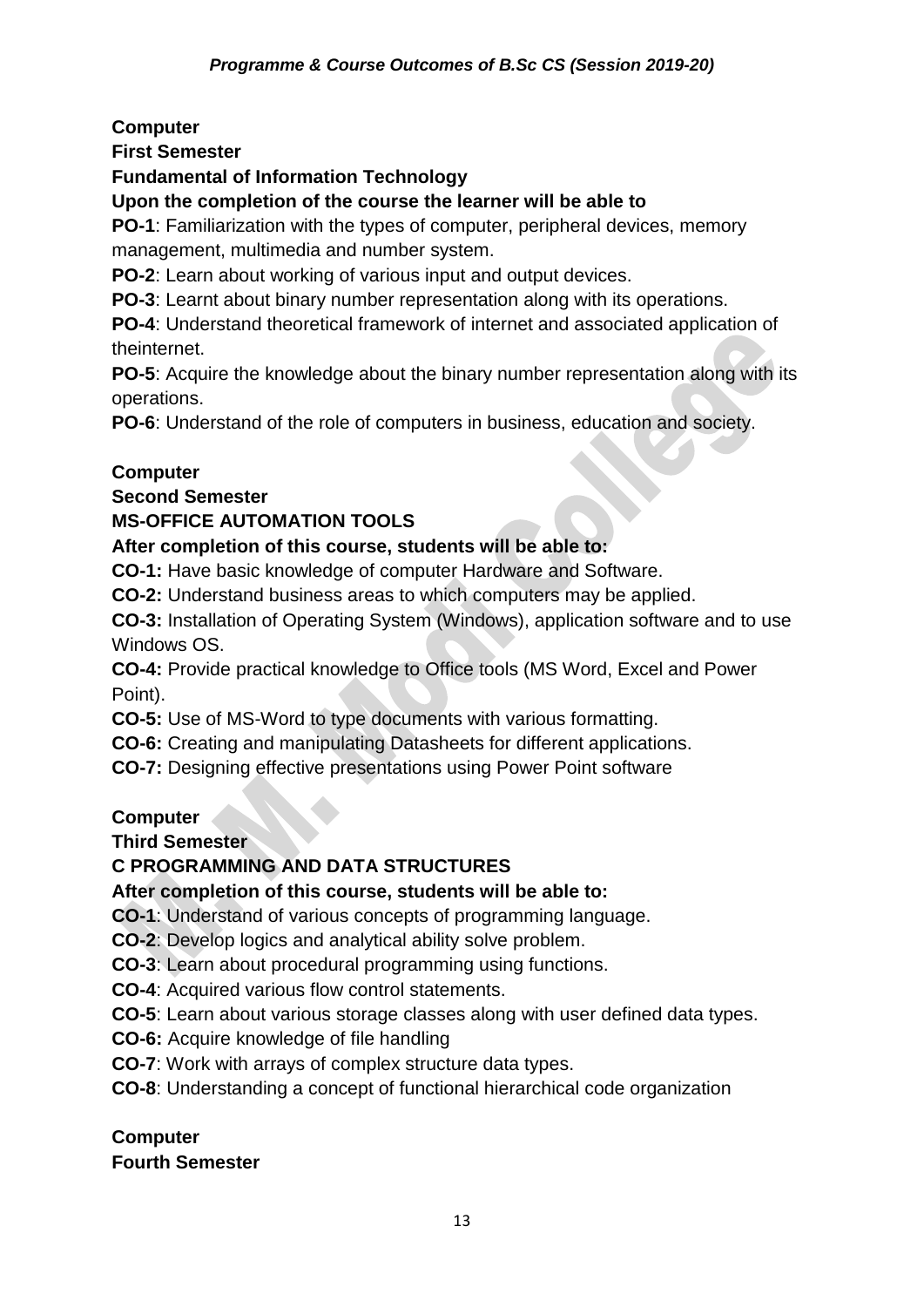**Computer**

**First Semester**

**Fundamental of Information Technology**

**Upon the completion of the course the learner will be able to**

**PO-1**: Familiarization with the types of computer, peripheral devices, memory management, multimedia and number system.

**PO-2**: Learn about working of various input and output devices.

**PO-3**: Learnt about binary number representation along with its operations.

**PO-4**: Understand theoretical framework of internet and associated application of theinternet.

**PO-5**: Acquire the knowledge about the binary number representation along with its operations.

**PO-6**: Understand of the role of computers in business, education and society.

**Computer**

**Second Semester**

**MS-OFFICE AUTOMATION TOOLS**

**After completion of this course, students will be able to:**

**CO-1:** Have basic knowledge of computer Hardware and Software.

**CO-2:** Understand business areas to which computers may be applied.

**CO-3:** Installation of Operating System (Windows), application software and to use Windows OS.

**CO-4:** Provide practical knowledge to Office tools (MS Word, Excel and Power Point).

**CO-5:** Use of MS-Word to type documents with various formatting.

**CO-6:** Creating and manipulating Datasheets for different applications.

**CO-7:** Designing effective presentations using Power Point software

**Computer**

**Third Semester**

**C PROGRAMMING AND DATA STRUCTURES**

**After completion of this course, students will be able to:**

**CO-1**: Understand of various concepts of programming language.

**CO-2**: Develop logics and analytical ability solve problem.

**CO-3**: Learn about procedural programming using functions.

**CO-4**: Acquired various flow control statements.

**CO-5**: Learn about various storage classes along with user defined data types.

**CO-6:** Acquire knowledge of file handling

**CO-7**: Work with arrays of complex structure data types.

**CO-8**: Understanding a concept of functional hierarchical code organization

**Computer**

**Fourth Semester**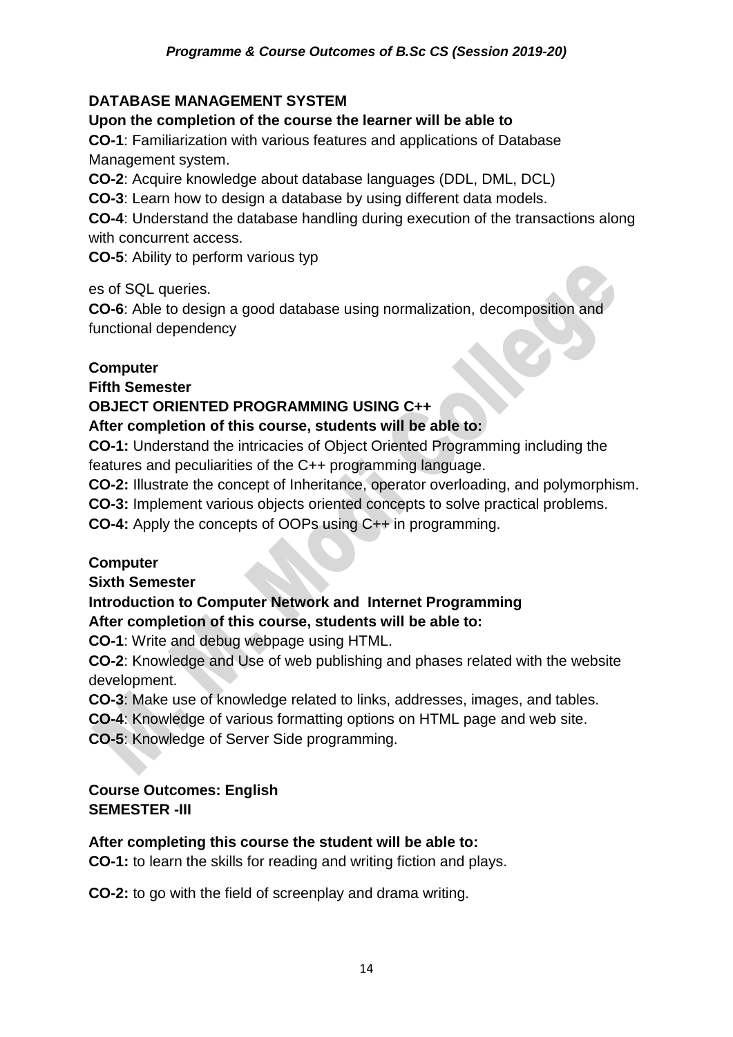**DATABASE MANAGEMENT SYSTEM**

**Upon the completion of the course the learner will be able to**

**CO-1**: Familiarization with various features and applications of Database Management system.

**CO-2**: Acquire knowledge about database languages (DDL, DML, DCL)

**CO-3**: Learn how to design a database by using different data models.

**CO-4**: Understand the database handling during execution of the transactions along with concurrent access.

**CO-5**: Ability to perform various typ

es of SQL queries.

**CO-6**: Able to design a good database using normalization, decomposition and functional dependency

**Computer**

**Fifth Semester**

**OBJECT ORIENTED PROGRAMMING USING C++**

**After completion of this course, students will be able to:**

**CO-1:** Understand the intricacies of Object Oriented Programming including the features and peculiarities of the C++ programming language.

**CO-2:** Illustrate the concept of Inheritance, operator overloading, and polymorphism.

**CO-3:** Implement various objects oriented concepts to solve practical problems.

**CO-4:** Apply the concepts of OOPs using C++ in programming.

**Computer**

**Sixth Semester**

**Introduction to Computer Network and Internet Programming**

**After completion of this course, students will be able to:**

**CO-1**: Write and debug webpage using HTML.

**CO-2**: Knowledge and Use of web publishing and phases related with the website development.

**CO-3**: Make use of knowledge related to links, addresses, images, and tables.

**CO-4**: Knowledge of various formatting options on HTML page and web site.

**CO-5**: Knowledge of Server Side programming.

**Course Outcomes: English**

**SEMESTER -III**

**After completing this course the student will be able to:**

**CO-1:** to learn the skills for reading and writing fiction and plays.

**CO-2:** to go with the field of screenplay and drama writing.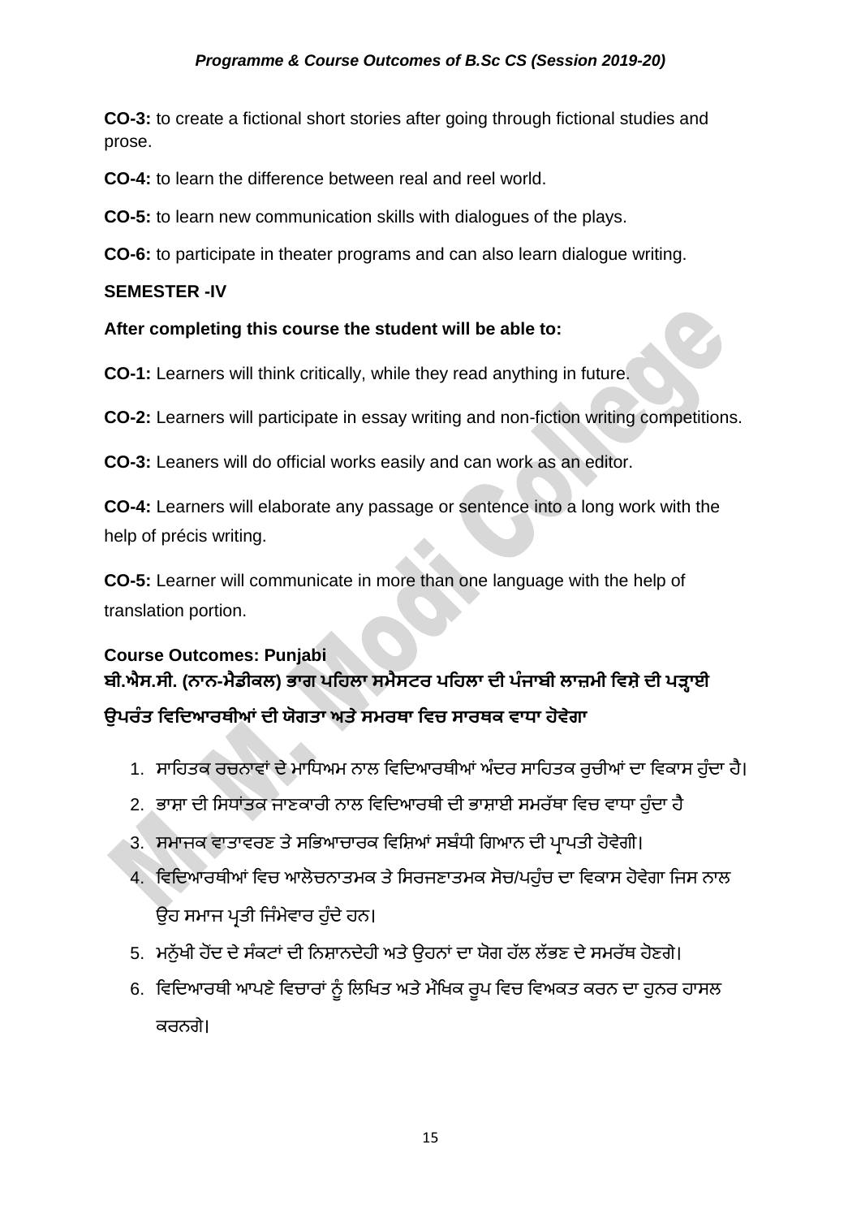**CO-3:** to create a fictional short stories after going through fictional studies and prose.

**CO-4:** to learn the difference between real and reel world.

**CO-5:** to learn new communication skills with dialogues of the plays.

**CO-6:** to participate in theater programs and can also learn dialogue writing.

**SEMESTER -IV**

**After completing this course the student will be able to:**

**CO-1:** Learners will think critically, while they read anything in future.

**CO-2:** Learners will participate in essay writing and non-fiction writing competitions.

**CO-3:** Leaners will do official works easily and can work as an editor.

**CO-4:** Learners will elaborate any passage or sentence into a long work with the help of précis writing.

**CO-5:** Learner will communicate in more than one language with the help of translation portion.

**Course Outcomes: Punjabi**

**ਬੀ.ਐਸ.ਸੀ. (ਨਾਨ-ਮੈਡੀਕਲ) ਭਾਗ ਪਹਿਲਾ ਸਮੈਸਟਰ ਪਹਿਲਾ ਦੀ ਪੰਜਾਬੀ ਲਾਜ਼ਮੀ ਵਿਸ਼ੇ ਦੀ ਪੜ੍ਹਾਈ ਉਪਰੰਤ ਵਿਦਿਆਰਥੀਆਂ ਦੀ ਯੋਗਤਾ ਅਤੇ ਸਮਰਥਾ ਵਿਚ ਸਾਰਥਕ ਵਾਧਾ ਹੋਵੇਗਾ**

1. ਸਾਹਿਤਕ ਰਚਨਾਵਾਂ ਦੇ ਮਾਧਿਅਮ ਨਾਲ ਵਿਦਿਆਰਥੀਆਂ ਅੰਦਰ ਸਾਹਿਤਕ ਰੁਚੀਆਂ ਦਾ ਵਿਕਾਸ ਹੁੰਦਾ ਹੈ।
2. ਭਾਸ਼ਾ ਦੀ ਸਿਧਾਂਤਕ ਜਾਣਕਾਰੀ ਨਾਲ ਵਿਦਿਆਰਥੀ ਦੀ ਭਾਸ਼ਾਈ ਸਮਰੱਥਾ ਵਿਚ ਵਾਧਾ ਹੁੰਦਾ ਹੈ
3. ਸਮਾਜਕ ਵਾਤਾਵਰਣ ਤੇ ਸਭਿਆਚਾਰਕ ਵਿਸ਼ਿਆਂ ਸਬੰਧੀ ਗਿਆਨ ਦੀ ਪ੍ਰਾਪਤੀ ਹੋਵੇਗੀ।
4. ਵਿਦਿਆਰਥੀਆਂ ਵਿਚ ਆਲੋਚਨਾਤਮਕ ਤੇ ਸਿਰਜਣਾਤਮਕ ਸੋਚ/ਪਹੁੰਚ ਦਾ ਵਿਕਾਸ ਹੋਵੇਗਾ ਜਿਸ ਨਾਲ ਉਹ ਸਮਾਜ ਪ੍ਰਤੀ ਜਿੰਮੇਵਾਰ ਹੁੰਦੇ ਹਨ।
5. ਮਨੁੱਖੀ ਹੋਂਦ ਦੇ ਸੰਕਟਾਂ ਦੀ ਨਿਸ਼ਾਨਦੇਹੀ ਅਤੇ ਉਹਨਾਂ ਦਾ ਯੋਗ ਹੱਲ ਲੱਭਣ ਦੇ ਸਮਰੱਥ ਹੋਣਗੇ।
6. ਵਿਦਿਆਰਥੀ ਆਪਣੇ ਵਿਚਾਰਾਂ ਨੂੰ ਲਿਖਿਤ ਅਤੇ ਮੌਖਿਕ ਰੂਪ ਵਿਚ ਵਿਅਕਤ ਕਰਨ ਦਾ ਹੁਨਰ ਹਾਸਲ ਕਰਨਗੇ।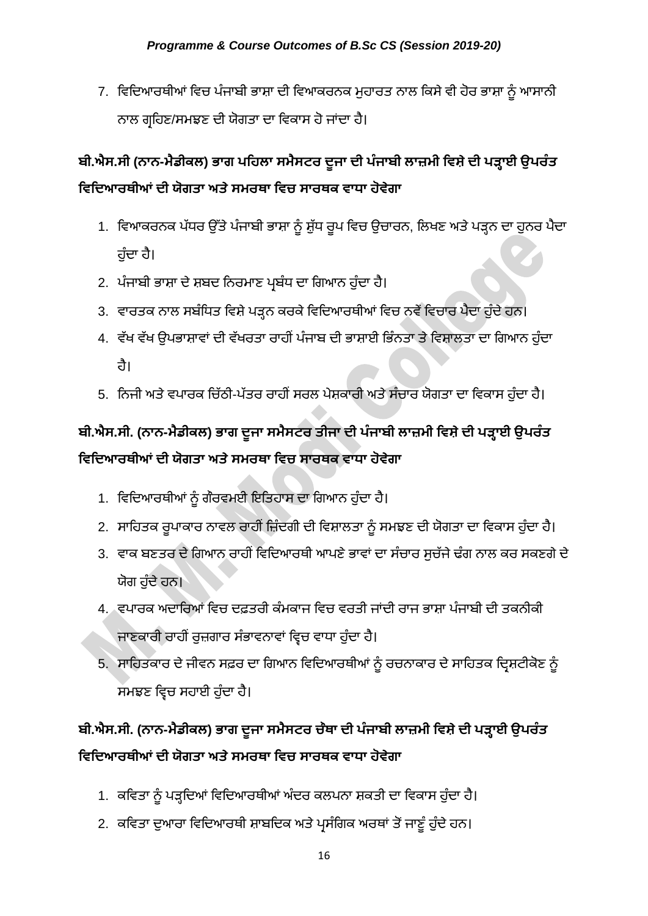7. ਵਿਦਿਆਰਥੀਆਂ ਵਿਚ ਪੰਜਾਬੀ ਭਾਸ਼ਾ ਦੀ ਵਿਆਕਰਨਕ ਮੁਹਾਰਤ ਨਾਲ ਕਿਸੇ ਵੀ ਹੋਰ ਭਾਸ਼ਾ ਨੂੰ ਆਸਾਨੀ ਨਾਲ ਗ੍ਰਹਿਣ/ਸਮਝਣ ਦੀ ਯੋਗਤਾ ਦਾ ਵਿਕਾਸ ਹੋ ਜਾਂਦਾ ਹੈ।

**ਬੀ.ਐਸ.ਸੀ (ਨਾਨ-ਮੈਡੀਕਲ) ਭਾਗ ਪਹਿਲਾ ਸਮੈਸਟਰ ਦੂਜਾ ਦੀ ਪੰਜਾਬੀ ਲਾਜ਼ਮੀ ਵਿਸ਼ੇ ਦੀ ਪੜ੍ਹਾਈ ਉਪਰੰਤ ਵਿਦਿਆਰਥੀਆਂ ਦੀ ਯੋਗਤਾ ਅਤੇ ਸਮਰਥਾ ਵਿਚ ਸਾਰਥਕ ਵਾਧਾ ਹੋਵੇਗਾ**

1. ਵਿਆਕਰਨਕ ਪੱਧਰ ਉੱਤੇ ਪੰਜਾਬੀ ਭਾਸ਼ਾ ਨੂੰ ਸ਼ੁੱਧ ਰੂਪ ਵਿਚ ਉਚਾਰਨ, ਲਿਖਣ ਅਤੇ ਪੜ੍ਹਨ ਦਾ ਹੁਨਰ ਪੈਦਾ ਹੁੰਦਾ ਹੈ।
2. ਪੰਜਾਬੀ ਭਾਸ਼ਾ ਦੇ ਸ਼ਬਦ ਨਿਰਮਾਣ ਪ੍ਰਬੰਧ ਦਾ ਗਿਆਨ ਹੁੰਦਾ ਹੈ।
3. ਵਾਰਤਕ ਨਾਲ ਸਬੰਧਿਤ ਵਿਸ਼ੇ ਪੜ੍ਹਨ ਕਰਕੇ ਵਿਦਿਆਰਥੀਆਂ ਵਿਚ ਨਵੇਂ ਵਿਚਾਰ ਪੈਦਾ ਹੁੰਦੇ ਹਨ।
4. ਵੱਖ ਵੱਖ ਉਪਭਾਸ਼ਾਵਾਂ ਦੀ ਵੱਖਰਤਾ ਰਾਹੀਂ ਪੰਜਾਬ ਦੀ ਭਾਸ਼ਾਈ ਭਿੰਨਤਾ ਤੇ ਵਿਸ਼ਾਲਤਾ ਦਾ ਗਿਆਨ ਹੁੰਦਾ ਹੈ।
5. ਨਿਜੀ ਅਤੇ ਵਪਾਰਕ ਚਿੱਠੀ-ਪੱਤਰ ਰਾਹੀਂ ਸਰਲ ਪੇਸ਼ਕਾਰੀ ਅਤੇ ਸੰਚਾਰ ਯੋਗਤਾ ਦਾ ਵਿਕਾਸ ਹੁੰਦਾ ਹੈ।

**ਬੀ.ਐਸ.ਸੀ. (ਨਾਨ-ਮੈਡੀਕਲ) ਭਾਗ ਦੂਜਾ ਸਮੈਸਟਰ ਤੀਜਾ ਦੀ ਪੰਜਾਬੀ ਲਾਜ਼ਮੀ ਵਿਸ਼ੇ ਦੀ ਪੜ੍ਹਾਈ ਉਪਰੰਤ ਵਿਦਿਆਰਥੀਆਂ ਦੀ ਯੋਗਤਾ ਅਤੇ ਸਮਰਥਾ ਵਿਚ ਸਾਰਥਕ ਵਾਧਾ ਹੋਵੇਗਾ**

1. ਵਿਦਿਆਰਥੀਆਂ ਨੂੰ ਗੌਰਵਮਈ ਇਤਿਹਾਸ ਦਾ ਗਿਆਨ ਹੁੰਦਾ ਹੈ।
2. ਸਾਹਿਤਕ ਰੂਪਾਕਾਰ ਨਾਵਲ ਰਾਹੀਂ ਜ਼ਿੰਦਗੀ ਦੀ ਵਿਸ਼ਾਲਤਾ ਨੂੰ ਸਮਝਣ ਦੀ ਯੋਗਤਾ ਦਾ ਵਿਕਾਸ ਹੁੰਦਾ ਹੈ।
3. ਵਾਕ ਬਣਤਰ ਦੇ ਗਿਆਨ ਰਾਹੀਂ ਵਿਦਿਆਰਥੀ ਆਪਣੇ ਭਾਵਾਂ ਦਾ ਸੰਚਾਰ ਸੁਚੱਜੇ ਢੰਗ ਨਾਲ ਕਰ ਸਕਣਗੇ ਦੇ ਯੋਗ ਹੁੰਦੇ ਹਨ।
4. ਵਪਾਰਕ ਅਦਾਰਿਆਂ ਵਿਚ ਦਫ਼ਤਰੀ ਕੰਮਕਾਜ ਵਿਚ ਵਰਤੀ ਜਾਂਦੀ ਰਾਜ ਭਾਸ਼ਾ ਪੰਜਾਬੀ ਦੀ ਤਕਨੀਕੀ ਜਾਣਕਾਰੀ ਰਾਹੀਂ ਰੁਜ਼ਗਾਰ ਸੰਭਾਵਨਾਵਾਂ ਵ੍ਰਿਚ ਵਾਧਾ ਹੁੰਦਾ ਹੈ।
5. ਸਾਹਿਤਕਾਰ ਦੇ ਜੀਵਨ ਸਫ਼ਰ ਦਾ ਗਿਆਨ ਵਿਦਿਆਰਥੀਆਂ ਨੂੰ ਰਚਨਾਕਾਰ ਦੇ ਸਾਹਿਤਕ ਦ੍ਰਿਸ਼ਟੀਕੋਣ ਨੂੰ ਸਮਝਣ ਵ੍ਰਿਚ ਸਹਾਈ ਹੁੰਦਾ ਹੈ।

**ਬੀ.ਐਸ.ਸੀ. (ਨਾਨ-ਮੈਡੀਕਲ) ਭਾਗ ਦੂਜਾ ਸਮੈਸਟਰ ਚੌਥਾ ਦੀ ਪੰਜਾਬੀ ਲਾਜ਼ਮੀ ਵਿਸ਼ੇ ਦੀ ਪੜ੍ਹਾਈ ਉਪਰੰਤ ਵਿਦਿਆਰਥੀਆਂ ਦੀ ਯੋਗਤਾ ਅਤੇ ਸਮਰਥਾ ਵਿਚ ਸਾਰਥਕ ਵਾਧਾ ਹੋਵੇਗਾ**

1. ਕਵਿਤਾ ਨੂੰ ਪੜ੍ਹਦਿਆਂ ਵਿਦਿਆਰਥੀਆਂ ਅੰਦਰ ਕਲਪਨਾ ਸ਼ਕਤੀ ਦਾ ਵਿਕਾਸ ਹੁੰਦਾ ਹੈ।
2. ਕਵਿਤਾ ਦੁਆਰਾ ਵਿਦਿਆਰਥੀ ਸ਼ਾਬਦਿਕ ਅਤੇ ਪ੍ਰਸੰਗਿਕ ਅਰਥਾਂ ਤੋਂ ਜਾਣੂੰ ਹੁੰਦੇ ਹਨ।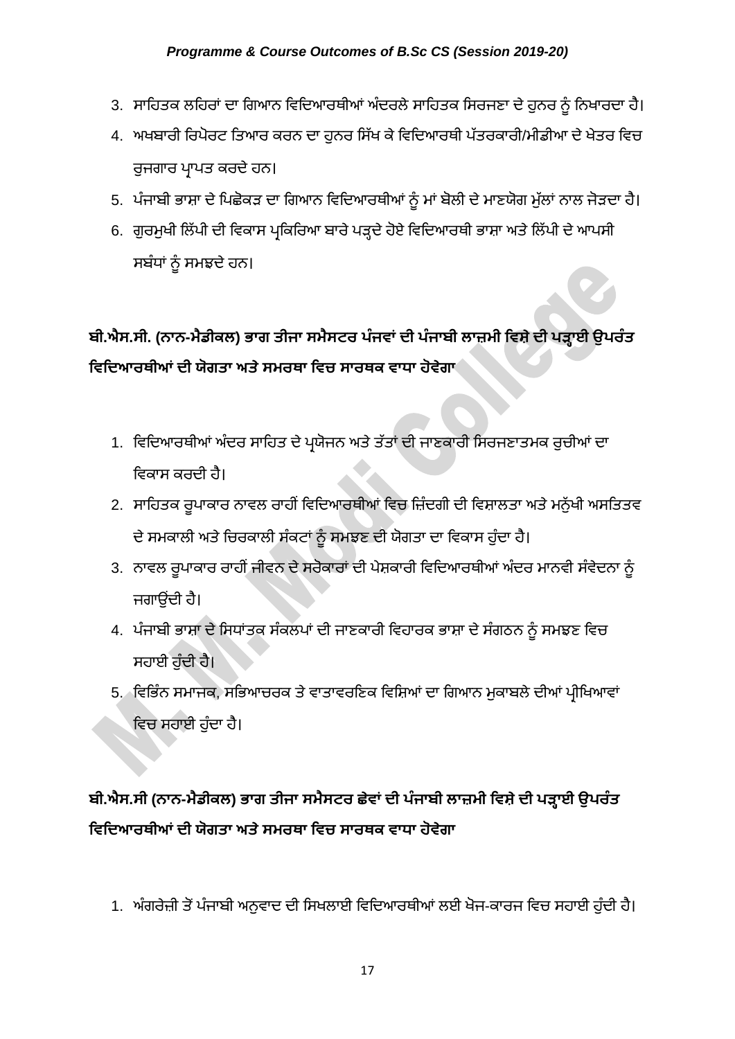3. ਸਾਹਿਤਕ ਲਹਿਰਾਂ ਦਾ ਗਿਆਨ ਵਿਦਿਆਰਥੀਆਂ ਅੰਦਰਲੇ ਸਾਹਿਤਕ ਸਿਰਜਣਾ ਦੇ ਹੁਨਰ ਨੂੰ ਨਿਖਾਰਦਾ ਹੈ।
4. ਅਖ਼ਬਾਰੀ ਰਿਪੋਰਟ ਤਿਆਰ ਕਰਨ ਦਾ ਹੁਨਰ ਸਿੱਖ ਕੇ ਵਿਦਿਆਰਥੀ ਪੱਤਰਕਾਰੀ/ਮੀਡੀਆ ਦੇ ਖੇਤਰ ਵਿਚ ਰੁਜਗਾਰ ਪ੍ਰਾਪਤ ਕਰਦੇ ਹਨ।
5. ਪੰਜਾਬੀ ਭਾਸ਼ਾ ਦੇ ਪਿਛੋਕੜ ਦਾ ਗਿਆਨ ਵਿਦਿਆਰਥੀਆਂ ਨੂੰ ਮਾਂ ਬੋਲੀ ਦੇ ਮਾਣਯੋਗ ਮੁੱਲਾਂ ਨਾਲ ਜੋੜਦਾ ਹੈ।
6. ਗੁਰਮੁਖੀ ਲਿੱਪੀ ਦੀ ਵਿਕਾਸ ਪ੍ਰਕਿਰਿਆ ਬਾਰੇ ਪੜ੍ਹਦੇ ਹੋਏ ਵਿਦਿਆਰਥੀ ਭਾਸ਼ਾ ਅਤੇ ਲਿੱਪੀ ਦੇ ਆਪਸੀ ਸਬੰਧਾਂ ਨੂੰ ਸਮਝਦੇ ਹਨ।

**ਬੀ.ਐਸ.ਸੀ. (ਨਾਨ-ਮੈਡੀਕਲ) ਭਾਗ ਤੀਜਾ ਸਮੈਸਟਰ ਪੰਜਵਾਂ ਦੀ ਪੰਜਾਬੀ ਲਾਜ਼ਮੀ ਵਿਸ਼ੇ ਦੀ ਪੜ੍ਹਾਈ ਉਪਰੰਤ ਵਿਦਿਆਰਥੀਆਂ ਦੀ ਯੋਗਤਾ ਅਤੇ ਸਮਰਥਾ ਵਿਚ ਸਾਰਥਕ ਵਾਧਾ ਹੋਵੇਗਾ**

1. ਵਿਦਿਆਰਥੀਆਂ ਅੰਦਰ ਸਾਹਿਤ ਦੇ ਪ੍ਰਯੋਜਨ ਅਤੇ ਤੱਤਾਂ ਦੀ ਜਾਣਕਾਰੀ ਸਿਰਜਣਾਤਮਕ ਰੁਚੀਆਂ ਦਾ ਵਿਕਾਸ ਕਰਦੀ ਹੈ।
2. ਸਾਹਿਤਕ ਰੂਪਾਕਾਰ ਨਾਵਲ ਰਾਹੀਂ ਵਿਦਿਆਰਥੀਆਂ ਵਿਚ ਜ਼ਿੰਦਗੀ ਦੀ ਵਿਸ਼ਾਲਤਾ ਅਤੇ ਮਨੁੱਖੀ ਅਸਤਿਤਵ ਦੇ ਸਮਕਾਲੀ ਅਤੇ ਚਿਰਕਾਲੀ ਸੰਕਟਾਂ ਨੂੰ ਸਮਝਣ ਦੀ ਯੋਗਤਾ ਦਾ ਵਿਕਾਸ ਹੁੰਦਾ ਹੈ।
3. ਨਾਵਲ ਰੂਪਾਕਾਰ ਰਾਹੀਂ ਜੀਵਨ ਦੇ ਸਰੋਕਾਰਾਂ ਦੀ ਪੇਸ਼ਕਾਰੀ ਵਿਦਿਆਰਥੀਆਂ ਅੰਦਰ ਮਾਨਵੀ ਸੰਵੇਦਨਾ ਨੂੰ ਜਗਾਉਂਦੀ ਹੈ।
4. ਪੰਜਾਬੀ ਭਾਸ਼ਾ ਦੇ ਸਿਧਾਂਤਕ ਸੰਕਲਪਾਂ ਦੀ ਜਾਣਕਾਰੀ ਵਿਹਾਰਕ ਭਾਸ਼ਾ ਦੇ ਸੰਗਠਨ ਨੂੰ ਸਮਝਣ ਵਿਚ ਸਹਾਈ ਹੁੰਦੀ ਹੈ।
5. ਵਿਭਿੰਨ ਸਮਾਜਕ, ਸਭਿਆਚਰਕ ਤੇ ਵਾਤਾਵਰਣਿਕ ਵਿਸ਼ਿਆਂ ਦਾ ਗਿਆਨ ਮੁਕਾਬਲੇ ਦੀਆਂ ਪ੍ਰੀਖਿਆਵਾਂ ਵਿਚ ਸਹਾਈ ਹੁੰਦਾ ਹੈ।

**ਬੀ.ਐਸ.ਸੀ (ਨਾਨ-ਮੈਡੀਕਲ) ਭਾਗ ਤੀਜਾ ਸਮੈਸਟਰ ਛੇਵਾਂ ਦੀ ਪੰਜਾਬੀ ਲਾਜ਼ਮੀ ਵਿਸ਼ੇ ਦੀ ਪੜ੍ਹਾਈ ਉਪਰੰਤ ਵਿਦਿਆਰਥੀਆਂ ਦੀ ਯੋਗਤਾ ਅਤੇ ਸਮਰਥਾ ਵਿਚ ਸਾਰਥਕ ਵਾਧਾ ਹੋਵੇਗਾ**

1. ਅੰਗਰੇਜ਼ੀ ਤੋਂ ਪੰਜਾਬੀ ਅਨੁਵਾਦ ਦੀ ਸਿਖਲਾਈ ਵਿਦਿਆਰਥੀਆਂ ਲਈ ਖੋਜ-ਕਾਰਜ ਵਿਚ ਸਹਾਈ ਹੁੰਦੀ ਹੈ।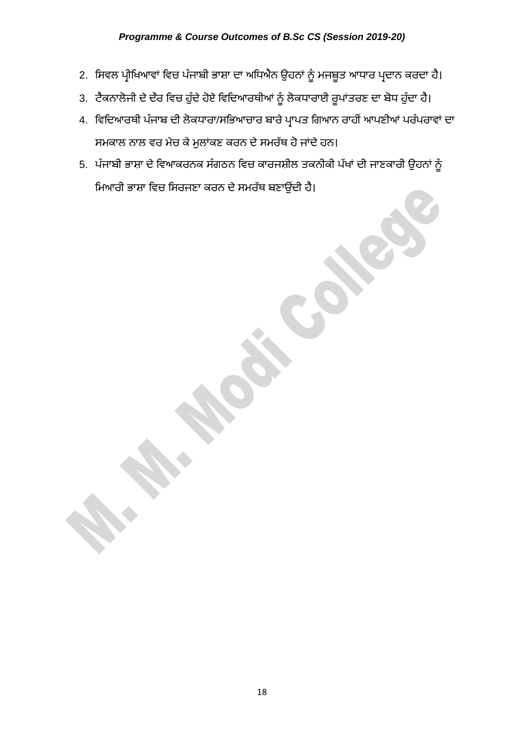2. ਸਿਵਲ ਪ੍ਰੀਖਿਆਵਾਂ ਵਿਚ ਪੰਜਾਬੀ ਭਾਸ਼ਾ ਦਾ ਅਧਿਐਨ ਉਹਨਾਂ ਨੂੰ ਮਜਬੂਤ ਆਧਾਰ ਪ੍ਰਦਾਨ ਕਰਦਾ ਹੈ।
3. ਟੈਕਨਾਲੋਜੀ ਦੇ ਦੌਰ ਵਿਚ ਹੁੰਦੇ ਹੋਏ ਵਿਦਿਆਰਥੀਆਂ ਨੂੰ ਲੋਕਧਾਰਾਈ ਰੂਪਾਂਤਰਣ ਦਾ ਬੋਧ ਹੁੰਦਾ ਹੈ।
4. ਵਿਦਿਆਰਥੀ ਪੰਜਾਬ ਦੀ ਲੋਕਧਾਰਾ/ਸਭਿਆਚਾਰ ਬਾਰੇ ਪ੍ਰਾਪਤ ਗਿਆਨ ਰਾਹੀਂ ਆਪਣੀਆਂ ਪਰੰਪਰਾਵਾਂ ਦਾ ਸਮਕਾਲ ਨਾਲ ਵਰ ਮੇਚ ਕੇ ਮੁਲਾਂਕਣ ਕਰਨ ਦੇ ਸਮਰੱਥ ਹੋ ਜਾਂਦੇ ਹਨ।
5. ਪੰਜਾਬੀ ਭਾਸ਼ਾ ਦੇ ਵਿਆਕਰਨਕ ਸੰਗਠਨ ਵਿਚ ਕਾਰਜਸ਼ੀਲ ਤਕਨੀਕੀ ਪੱਖਾਂ ਦੀ ਜਾਣਕਾਰੀ ਉਹਨਾਂ ਨੂੰ ਮਿਆਰੀ ਭਾਸ਼ਾ ਵਿਚ ਸਿਰਜਣਾ ਕਰਨ ਦੇ ਸਮਰੱਥ ਬਣਾਉਂਦੀ ਹੈ।